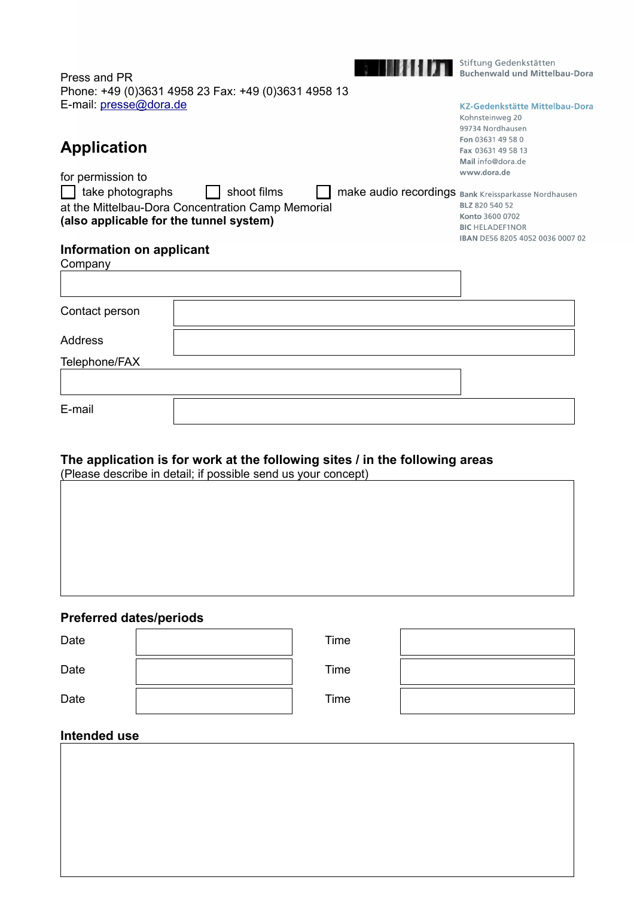Press and PR
Phone: +49 (0)3631 4958 23 Fax: +49 (0)3631 4958 13
E-mail: presse@dora.de

Stiftung Gedenkstätten
**Buchenwald und Mittelbau-Dora**

**KZ-Gedenkstätte Mittelbau-Dora**
Kohnsteinweg 20
99734 Nordhausen
**Fon** 03631 49 58 0
**Fax** 03631 49 58 13
**Mail** info@dora.de
**www.dora.de**

**Bank** Kreissparkasse Nordhausen
**BLZ** 820 540 52
**Konto** 3600 0702
**BIC** HELADEF1NOR
**IBAN** DE56 8205 4052 0036 0007 02

# Application

for permission to

☐ take photographs ☐ shoot films ☐ make audio recordings

at the Mittelbau-Dora Concentration Camp Memorial
**(also applicable for the tunnel system)**

## Information on applicant

Company

| |
|---|
| |

| | |
|---|---|
| Contact person | |
| Address | |

Telephone/FAX

| |
|---|
| |

| | |
|---|---|
| E-mail | |

## The application is for work at the following sites / in the following areas

(Please describe in detail; if possible send us your concept)

| |
|---|
| |

## Preferred dates/periods

| | | | |
|---|---|---|---|
| Date | | Time | |
| Date | | Time | |
| Date | | Time | |

## Intended use

| |
|---|
| |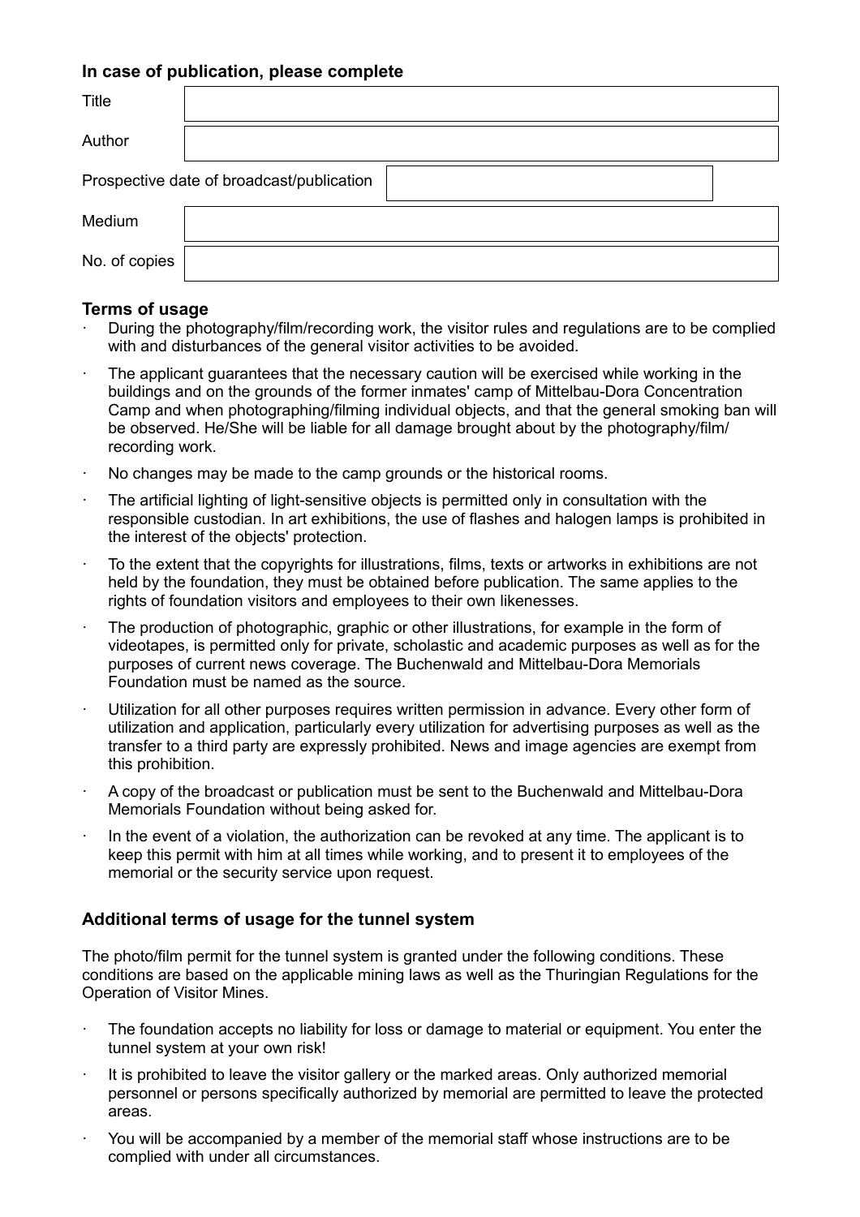### In case of publication, please complete

| Title | |
|---|---|
| Author | |
| Prospective date of broadcast/publication | |
| Medium | |
| No. of copies | |

### Terms of usage

- During the photography/film/recording work, the visitor rules and regulations are to be complied with and disturbances of the general visitor activities to be avoided.
- The applicant guarantees that the necessary caution will be exercised while working in the buildings and on the grounds of the former inmates' camp of Mittelbau-Dora Concentration Camp and when photographing/filming individual objects, and that the general smoking ban will be observed. He/She will be liable for all damage brought about by the photography/film/ recording work.
- No changes may be made to the camp grounds or the historical rooms.
- The artificial lighting of light-sensitive objects is permitted only in consultation with the responsible custodian. In art exhibitions, the use of flashes and halogen lamps is prohibited in the interest of the objects' protection.
- To the extent that the copyrights for illustrations, films, texts or artworks in exhibitions are not held by the foundation, they must be obtained before publication. The same applies to the rights of foundation visitors and employees to their own likenesses.
- The production of photographic, graphic or other illustrations, for example in the form of videotapes, is permitted only for private, scholastic and academic purposes as well as for the purposes of current news coverage. The Buchenwald and Mittelbau-Dora Memorials Foundation must be named as the source.
- Utilization for all other purposes requires written permission in advance. Every other form of utilization and application, particularly every utilization for advertising purposes as well as the transfer to a third party are expressly prohibited. News and image agencies are exempt from this prohibition.
- A copy of the broadcast or publication must be sent to the Buchenwald and Mittelbau-Dora Memorials Foundation without being asked for.
- In the event of a violation, the authorization can be revoked at any time. The applicant is to keep this permit with him at all times while working, and to present it to employees of the memorial or the security service upon request.

### Additional terms of usage for the tunnel system

The photo/film permit for the tunnel system is granted under the following conditions. These conditions are based on the applicable mining laws as well as the Thuringian Regulations for the Operation of Visitor Mines.

- The foundation accepts no liability for loss or damage to material or equipment. You enter the tunnel system at your own risk!
- It is prohibited to leave the visitor gallery or the marked areas. Only authorized memorial personnel or persons specifically authorized by memorial are permitted to leave the protected areas.
- You will be accompanied by a member of the memorial staff whose instructions are to be complied with under all circumstances.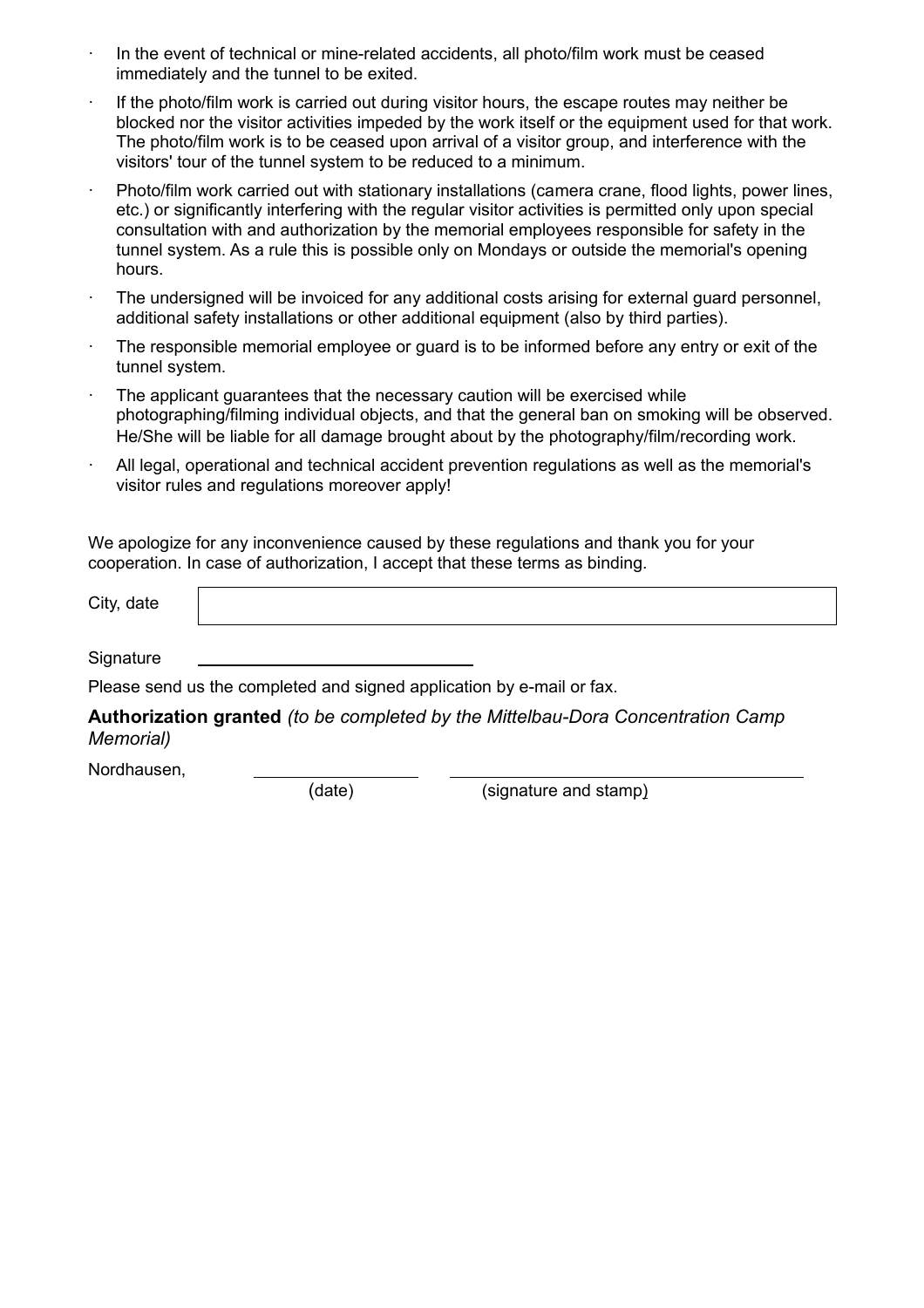- In the event of technical or mine-related accidents, all photo/film work must be ceased immediately and the tunnel to be exited.
- If the photo/film work is carried out during visitor hours, the escape routes may neither be blocked nor the visitor activities impeded by the work itself or the equipment used for that work. The photo/film work is to be ceased upon arrival of a visitor group, and interference with the visitors' tour of the tunnel system to be reduced to a minimum.
- Photo/film work carried out with stationary installations (camera crane, flood lights, power lines, etc.) or significantly interfering with the regular visitor activities is permitted only upon special consultation with and authorization by the memorial employees responsible for safety in the tunnel system. As a rule this is possible only on Mondays or outside the memorial's opening hours.
- The undersigned will be invoiced for any additional costs arising for external guard personnel, additional safety installations or other additional equipment (also by third parties).
- The responsible memorial employee or guard is to be informed before any entry or exit of the tunnel system.
- The applicant guarantees that the necessary caution will be exercised while photographing/filming individual objects, and that the general ban on smoking will be observed. He/She will be liable for all damage brought about by the photography/film/recording work.
- All legal, operational and technical accident prevention regulations as well as the memorial's visitor rules and regulations moreover apply!

We apologize for any inconvenience caused by these regulations and thank you for your cooperation. In case of authorization, I accept that these terms as binding.

City, date

Signature ______________________________

Please send us the completed and signed application by e-mail or fax.

**Authorization granted** *(to be completed by the Mittelbau-Dora Concentration Camp Memorial)*

Nordhausen, ________________ ______________________________

(date) (signature and stamp)